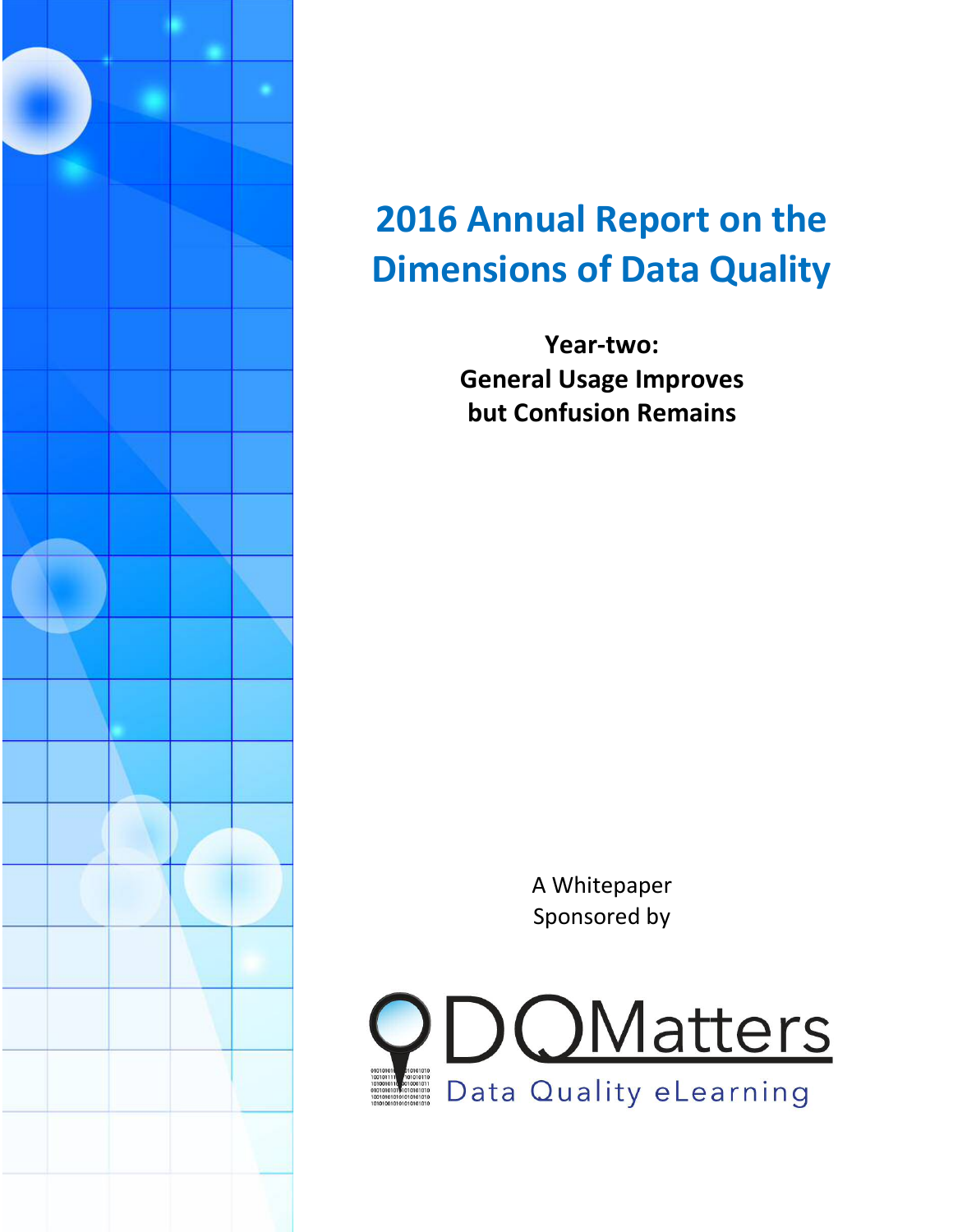# 2016 Annual Report on the Dimensions of Data Quality

**Year-two:**
**General Usage Improves**
**but Confusion Remains**

A Whitepaper
Sponsored by

DQMatters
Data Quality eLearning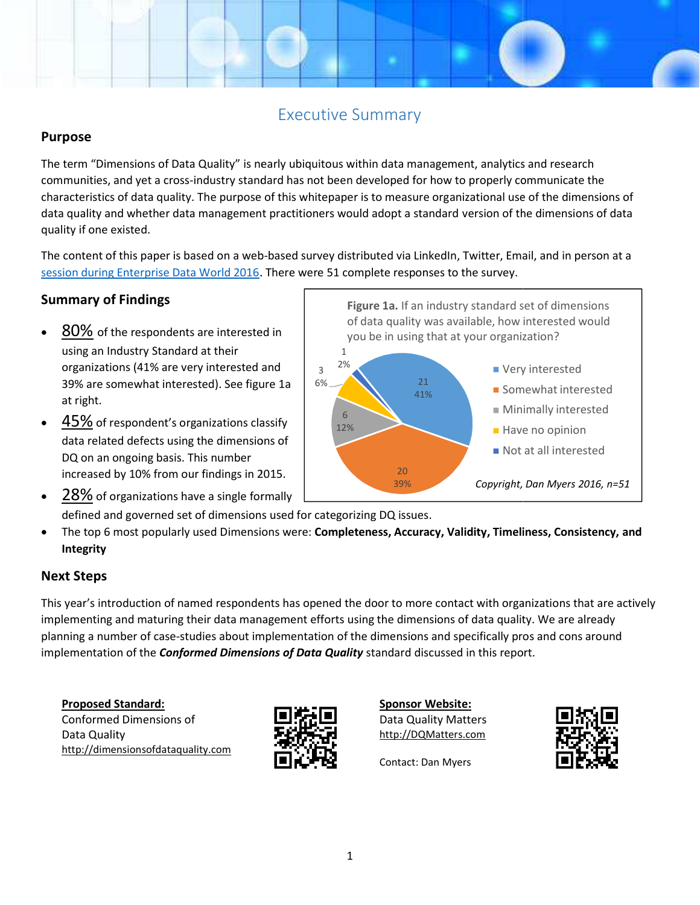# Executive Summary

## Purpose

The term "Dimensions of Data Quality" is nearly ubiquitous within data management, analytics and research communities, and yet a cross-industry standard has not been developed for how to properly communicate the characteristics of data quality. The purpose of this whitepaper is to measure organizational use of the dimensions of data quality and whether data management practitioners would adopt a standard version of the dimensions of data quality if one existed.

The content of this paper is based on a web-based survey distributed via LinkedIn, Twitter, Email, and in person at a session during Enterprise Data World 2016. There were 51 complete responses to the survey.

## Summary of Findings

- 80% of the respondents are interested in using an Industry Standard at their organizations (41% are very interested and 39% are somewhat interested). See figure 1a at right.
- 45% of respondent's organizations classify data related defects using the dimensions of DQ on an ongoing basis. This number increased by 10% from our findings in 2015.
- 28% of organizations have a single formally defined and governed set of dimensions used for categorizing DQ issues.
- The top 6 most popularly used Dimensions were: **Completeness, Accuracy, Validity, Timeliness, Consistency, and Integrity**

**Figure 1a.** If an industry standard set of dimensions of data quality was available, how interested would you be in using that at your organization?

| Response | Count | Percent |
|---|---|---|
| Very interested | 21 | 41% |
| Somewhat interested | 20 | 39% |
| Minimally interested | 6 | 12% |
| Have no opinion | 3 | 6% |
| Not at all interested | 1 | 2% |

*Copyright, Dan Myers 2016, n=51*

## Next Steps

This year's introduction of named respondents has opened the door to more contact with organizations that are actively implementing and maturing their data management efforts using the dimensions of data quality. We are already planning a number of case-studies about implementation of the dimensions and specifically pros and cons around implementation of the ***Conformed Dimensions of Data Quality*** standard discussed in this report.

**Proposed Standard:**
Conformed Dimensions of Data Quality
http://dimensionsofdataquality.com

**Sponsor Website:**
Data Quality Matters
http://DQMatters.com

Contact: Dan Myers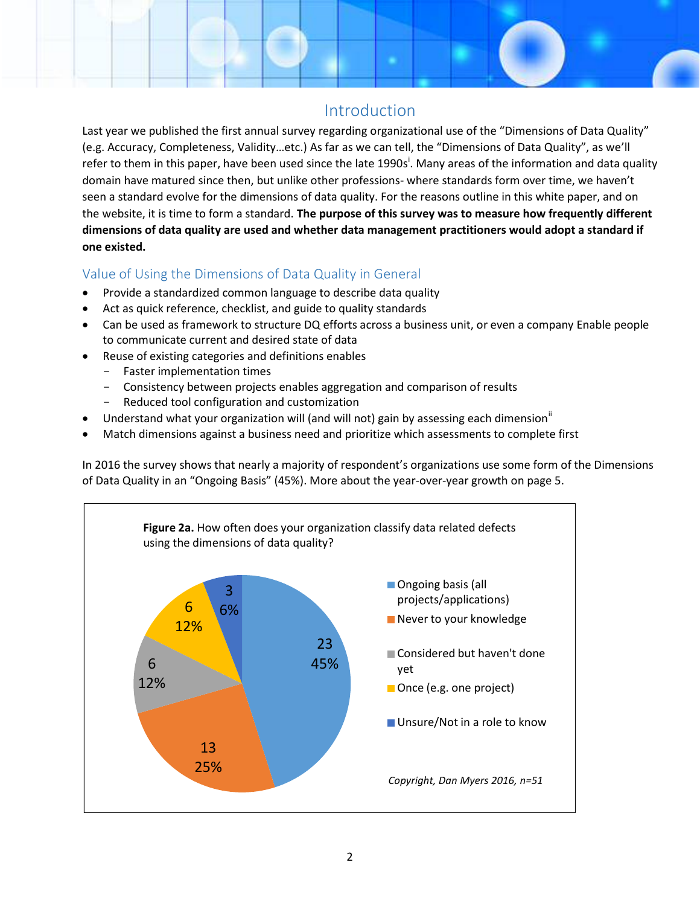## Introduction

Last year we published the first annual survey regarding organizational use of the "Dimensions of Data Quality" (e.g. Accuracy, Completeness, Validity…etc.) As far as we can tell, the "Dimensions of Data Quality", as we'll refer to them in this paper, have been used since the late 1990s[i]. Many areas of the information and data quality domain have matured since then, but unlike other professions- where standards form over time, we haven't seen a standard evolve for the dimensions of data quality. For the reasons outline in this white paper, and on the website, it is time to form a standard. **The purpose of this survey was to measure how frequently different dimensions of data quality are used and whether data management practitioners would adopt a standard if one existed.**

### Value of Using the Dimensions of Data Quality in General

- Provide a standardized common language to describe data quality
- Act as quick reference, checklist, and guide to quality standards
- Can be used as framework to structure DQ efforts across a business unit, or even a company Enable people to communicate current and desired state of data
- Reuse of existing categories and definitions enables
  - Faster implementation times
  - Consistency between projects enables aggregation and comparison of results
  - Reduced tool configuration and customization
- Understand what your organization will (and will not) gain by assessing each dimension[ii]
- Match dimensions against a business need and prioritize which assessments to complete first

In 2016 the survey shows that nearly a majority of respondent's organizations use some form of the Dimensions of Data Quality in an "Ongoing Basis" (45%). More about the year-over-year growth on page 5.

**Figure 2a.** How often does your organization classify data related defects using the dimensions of data quality?

| Response | Count | Percent |
|---|---|---|
| Ongoing basis (all projects/applications) | 23 | 45% |
| Never to your knowledge | 13 | 25% |
| Considered but haven't done yet | 6 | 12% |
| Once (e.g. one project) | 6 | 12% |
| Unsure/Not in a role to know | 3 | 6% |

*Copyright, Dan Myers 2016, n=51*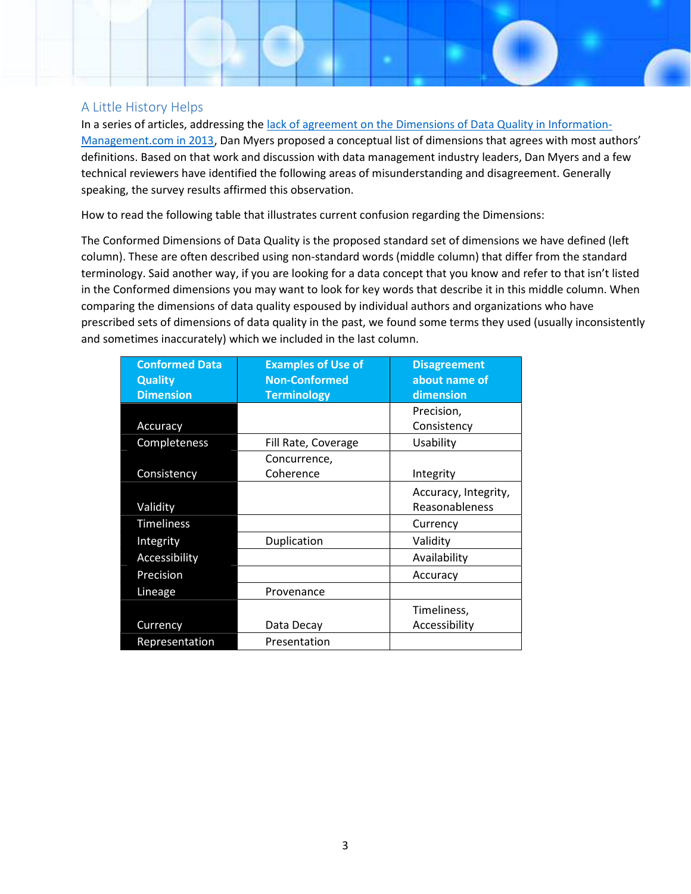## A Little History Helps

In a series of articles, addressing the [lack of agreement on the Dimensions of Data Quality in Information-Management.com in 2013](), Dan Myers proposed a conceptual list of dimensions that agrees with most authors' definitions. Based on that work and discussion with data management industry leaders, Dan Myers and a few technical reviewers have identified the following areas of misunderstanding and disagreement. Generally speaking, the survey results affirmed this observation.

How to read the following table that illustrates current confusion regarding the Dimensions:

The Conformed Dimensions of Data Quality is the proposed standard set of dimensions we have defined (left column). These are often described using non-standard words (middle column) that differ from the standard terminology. Said another way, if you are looking for a data concept that you know and refer to that isn't listed in the Conformed dimensions you may want to look for key words that describe it in this middle column. When comparing the dimensions of data quality espoused by individual authors and organizations who have prescribed sets of dimensions of data quality in the past, we found some terms they used (usually inconsistently and sometimes inaccurately) which we included in the last column.

| Conformed Data Quality Dimension | Examples of Use of Non-Conformed Terminology | Disagreement about name of dimension |
|---|---|---|
| Accuracy | | Precision, Consistency |
| Completeness | Fill Rate, Coverage | Usability |
| Consistency | Concurrence, Coherence | Integrity |
| Validity | | Accuracy, Integrity, Reasonableness |
| Timeliness | | Currency |
| Integrity | Duplication | Validity |
| Accessibility | | Availability |
| Precision | | Accuracy |
| Lineage | Provenance | |
| Currency | Data Decay | Timeliness, Accessibility |
| Representation | Presentation | |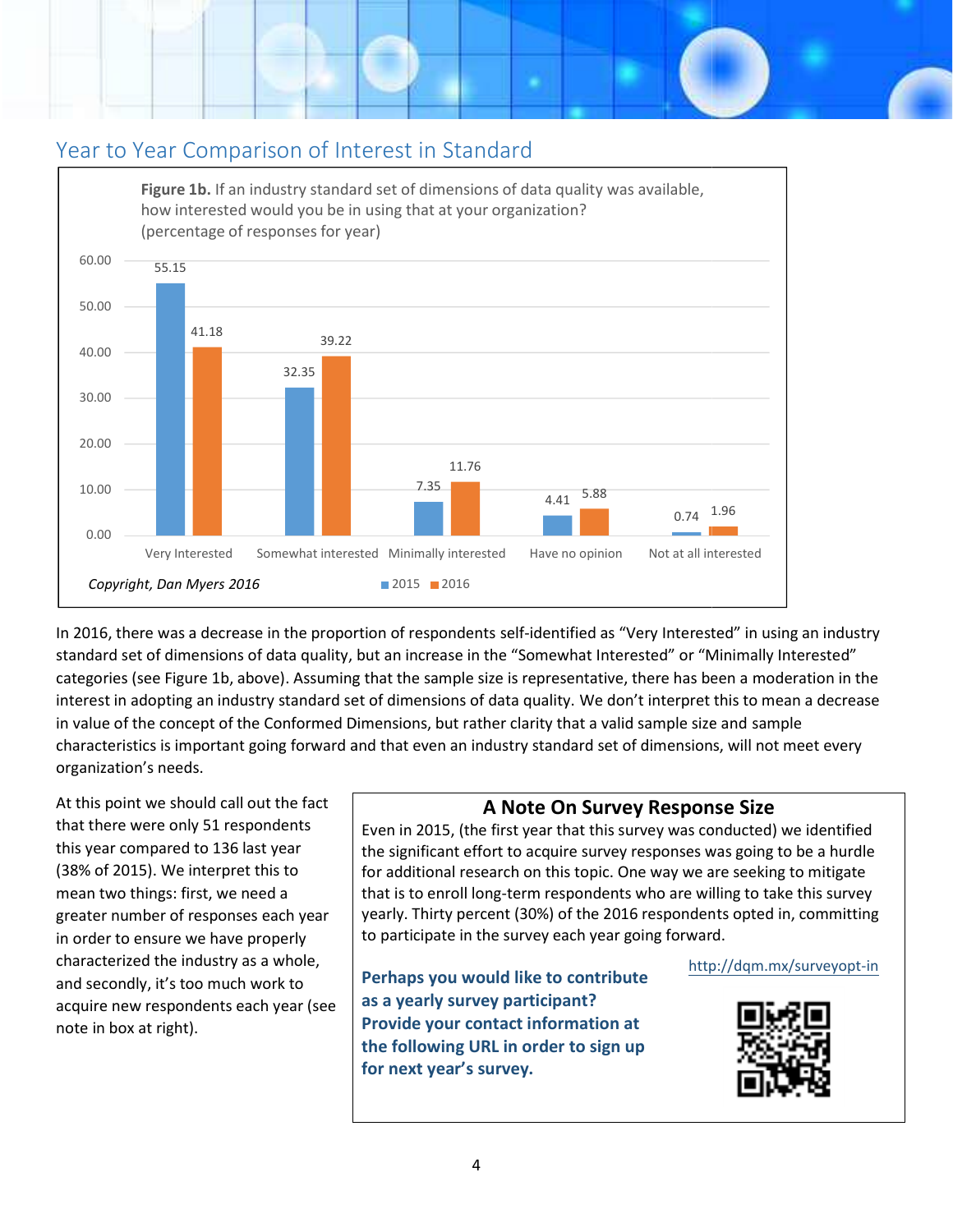## Year to Year Comparison of Interest in Standard

**Figure 1b.** If an industry standard set of dimensions of data quality was available, how interested would you be in using that at your organization? (percentage of responses for year)

| | 2015 | 2016 |
|---|---|---|
| Very Interested | 55.15 | 41.18 |
| Somewhat interested | 32.35 | 39.22 |
| Minimally interested | 7.35 | 11.76 |
| Have no opinion | 4.41 | 5.88 |
| Not at all interested | 0.74 | 1.96 |

*Copyright, Dan Myers 2016*

In 2016, there was a decrease in the proportion of respondents self-identified as "Very Interested" in using an industry standard set of dimensions of data quality, but an increase in the "Somewhat Interested" or "Minimally Interested" categories (see Figure 1b, above). Assuming that the sample size is representative, there has been a moderation in the interest in adopting an industry standard set of dimensions of data quality. We don't interpret this to mean a decrease in value of the concept of the Conformed Dimensions, but rather clarity that a valid sample size and sample characteristics is important going forward and that even an industry standard set of dimensions, will not meet every organization's needs.

At this point we should call out the fact that there were only 51 respondents this year compared to 136 last year (38% of 2015). We interpret this to mean two things: first, we need a greater number of responses each year in order to ensure we have properly characterized the industry as a whole, and secondly, it's too much work to acquire new respondents each year (see note in box at right).

### A Note On Survey Response Size

Even in 2015, (the first year that this survey was conducted) we identified the significant effort to acquire survey responses was going to be a hurdle for additional research on this topic. One way we are seeking to mitigate that is to enroll long-term respondents who are willing to take this survey yearly. Thirty percent (30%) of the 2016 respondents opted in, committing to participate in the survey each year going forward.

**Perhaps you would like to contribute as a yearly survey participant? Provide your contact information at the following URL in order to sign up for next year's survey.**

http://dqm.mx/surveyopt-in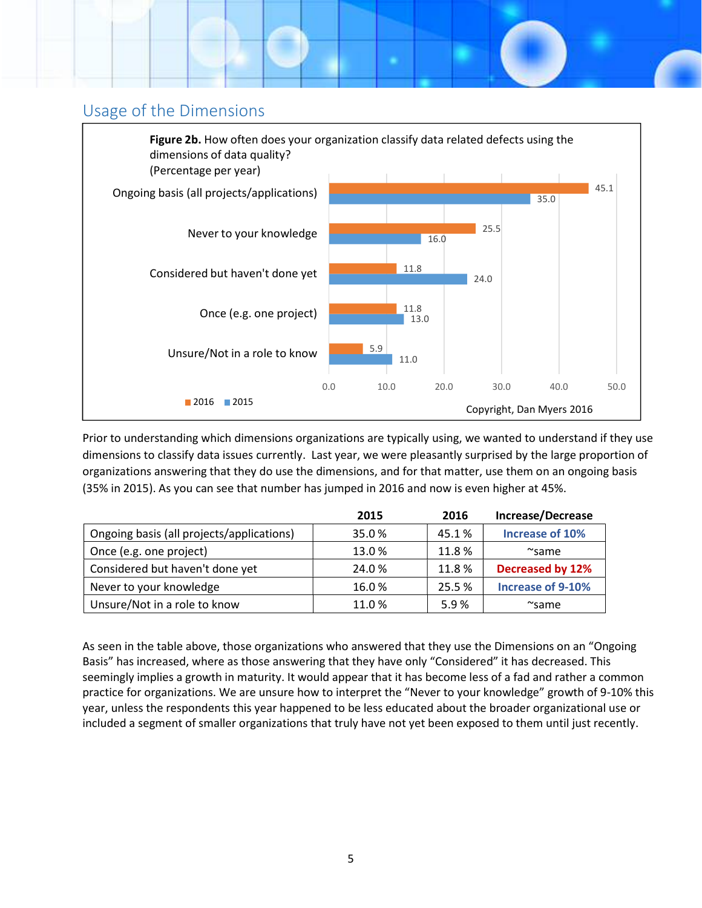## Usage of the Dimensions

**Figure 2b.** How often does your organization classify data related defects using the dimensions of data quality?
(Percentage per year)

| | 2016 | 2015 |
|---|---|---|
| Ongoing basis (all projects/applications) | 45.1 | 35.0 |
| Never to your knowledge | 25.5 | 16.0 |
| Considered but haven't done yet | 11.8 | 24.0 |
| Once (e.g. one project) | 11.8 | 13.0 |
| Unsure/Not in a role to know | 5.9 | 11.0 |

Copyright, Dan Myers 2016

Prior to understanding which dimensions organizations are typically using, we wanted to understand if they use dimensions to classify data issues currently. Last year, we were pleasantly surprised by the large proportion of organizations answering that they do use the dimensions, and for that matter, use them on an ongoing basis (35% in 2015). As you can see that number has jumped in 2016 and now is even higher at 45%.

| | 2015 | 2016 | Increase/Decrease |
|---|---|---|---|
| Ongoing basis (all projects/applications) | 35.0 % | 45.1 % | **Increase of 10%** |
| Once (e.g. one project) | 13.0 % | 11.8 % | ~same |
| Considered but haven't done yet | 24.0 % | 11.8 % | **Decreased by 12%** |
| Never to your knowledge | 16.0 % | 25.5 % | **Increase of 9-10%** |
| Unsure/Not in a role to know | 11.0 % | 5.9 % | ~same |

As seen in the table above, those organizations who answered that they use the Dimensions on an "Ongoing Basis" has increased, where as those answering that they have only "Considered" it has decreased. This seemingly implies a growth in maturity. It would appear that it has become less of a fad and rather a common practice for organizations. We are unsure how to interpret the "Never to your knowledge" growth of 9-10% this year, unless the respondents this year happened to be less educated about the broader organizational use or included a segment of smaller organizations that truly have not yet been exposed to them until just recently.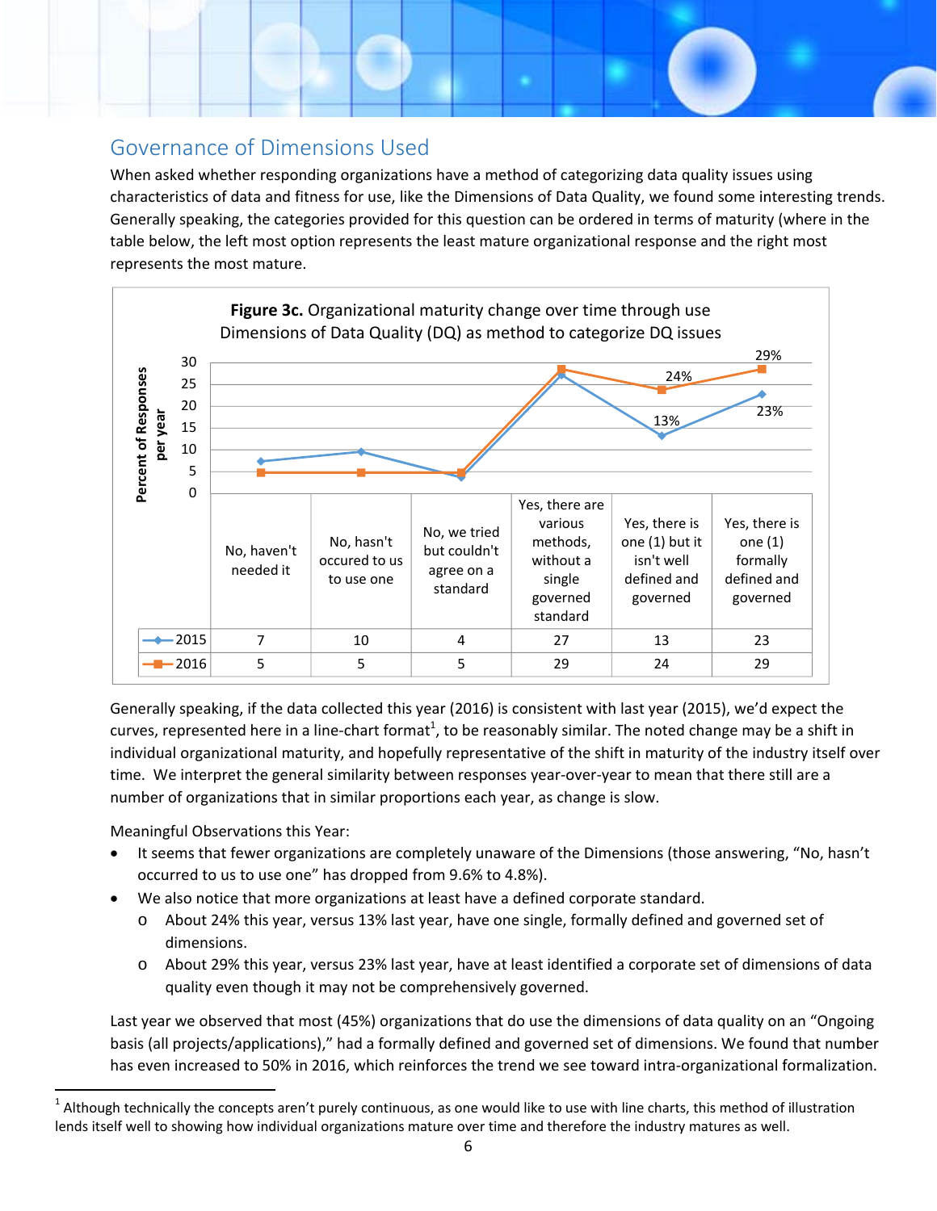## Governance of Dimensions Used

When asked whether responding organizations have a method of categorizing data quality issues using characteristics of data and fitness for use, like the Dimensions of Data Quality, we found some interesting trends. Generally speaking, the categories provided for this question can be ordered in terms of maturity (where in the table below, the left most option represents the least mature organizational response and the right most represents the most mature.

**Figure 3c.** Organizational maturity change over time through use Dimensions of Data Quality (DQ) as method to categorize DQ issues

| | No, haven't needed it | No, hasn't occured to us to use one | No, we tried but couldn't agree on a standard | Yes, there are various methods, without a single governed standard | Yes, there is one (1) but it isn't well defined and governed | Yes, there is one (1) formally defined and governed |
|---|---|---|---|---|---|---|
| 2015 | 7 | 10 | 4 | 27 | 13 | 23 |
| 2016 | 5 | 5 | 5 | 29 | 24 | 29 |

Generally speaking, if the data collected this year (2016) is consistent with last year (2015), we'd expect the curves, represented here in a line-chart format[1], to be reasonably similar. The noted change may be a shift in individual organizational maturity, and hopefully representative of the shift in maturity of the industry itself over time. We interpret the general similarity between responses year-over-year to mean that there still are a number of organizations that in similar proportions each year, as change is slow.

Meaningful Observations this Year:

- It seems that fewer organizations are completely unaware of the Dimensions (those answering, "No, hasn't occurred to us to use one" has dropped from 9.6% to 4.8%).
- We also notice that more organizations at least have a defined corporate standard.
  - About 24% this year, versus 13% last year, have one single, formally defined and governed set of dimensions.
  - About 29% this year, versus 23% last year, have at least identified a corporate set of dimensions of data quality even though it may not be comprehensively governed.

Last year we observed that most (45%) organizations that do use the dimensions of data quality on an "Ongoing basis (all projects/applications)," had a formally defined and governed set of dimensions. We found that number has even increased to 50% in 2016, which reinforces the trend we see toward intra-organizational formalization.

[1] Although technically the concepts aren't purely continuous, as one would like to use with line charts, this method of illustration lends itself well to showing how individual organizations mature over time and therefore the industry matures as well.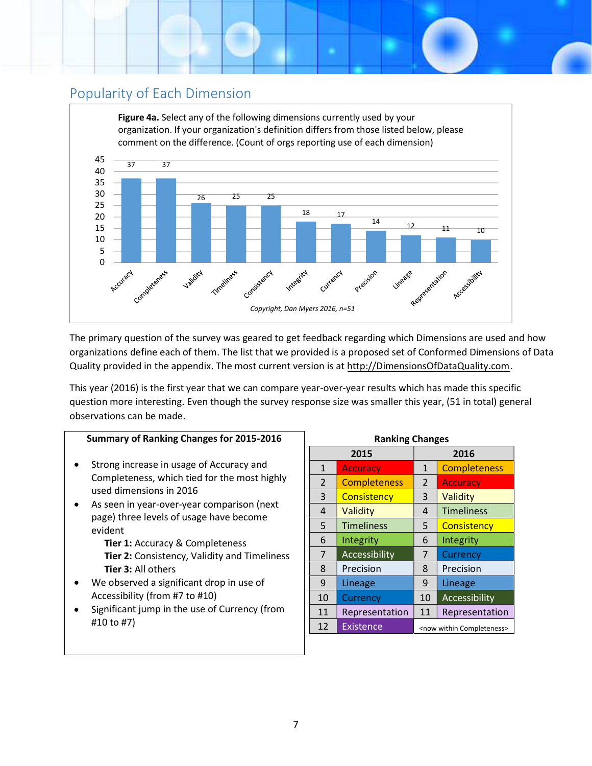## Popularity of Each Dimension

**Figure 4a.** Select any of the following dimensions currently used by your organization. If your organization's definition differs from those listed below, please comment on the difference. (Count of orgs reporting use of each dimension)

| Dimension | Count |
|---|---|
| Accuracy | 37 |
| Completeness | 37 |
| Validity | 26 |
| Timeliness | 25 |
| Consistency | 25 |
| Integrity | 18 |
| Currency | 17 |
| Precision | 14 |
| Lineage | 12 |
| Representation | 11 |
| Accessibility | 10 |

*Copyright, Dan Myers 2016, n=51*

The primary question of the survey was geared to get feedback regarding which Dimensions are used and how organizations define each of them. The list that we provided is a proposed set of Conformed Dimensions of Data Quality provided in the appendix. The most current version is at http://DimensionsOfDataQuality.com.

This year (2016) is the first year that we can compare year-over-year results which has made this specific question more interesting. Even though the survey response size was smaller this year, (51 in total) general observations can be made.

**Summary of Ranking Changes for 2015-2016**

- Strong increase in usage of Accuracy and Completeness, which tied for the most highly used dimensions in 2016
- As seen in year-over-year comparison (next page) three levels of usage have become evident
  - **Tier 1:** Accuracy & Completeness
  - **Tier 2:** Consistency, Validity and Timeliness
  - **Tier 3:** All others
- We observed a significant drop in use of Accessibility (from #7 to #10)
- Significant jump in the use of Currency (from #10 to #7)

**Ranking Changes**

| 2015 | | 2016 | |
|---|---|---|---|
| 1 | Accuracy | 1 | Completeness |
| 2 | Completeness | 2 | Accuracy |
| 3 | Consistency | 3 | Validity |
| 4 | Validity | 4 | Timeliness |
| 5 | Timeliness | 5 | Consistency |
| 6 | Integrity | 6 | Integrity |
| 7 | Accessibility | 7 | Currency |
| 8 | Precision | 8 | Precision |
| 9 | Lineage | 9 | Lineage |
| 10 | Currency | 10 | Accessibility |
| 11 | Representation | 11 | Representation |
| 12 | Existence | <now within Completeness> | |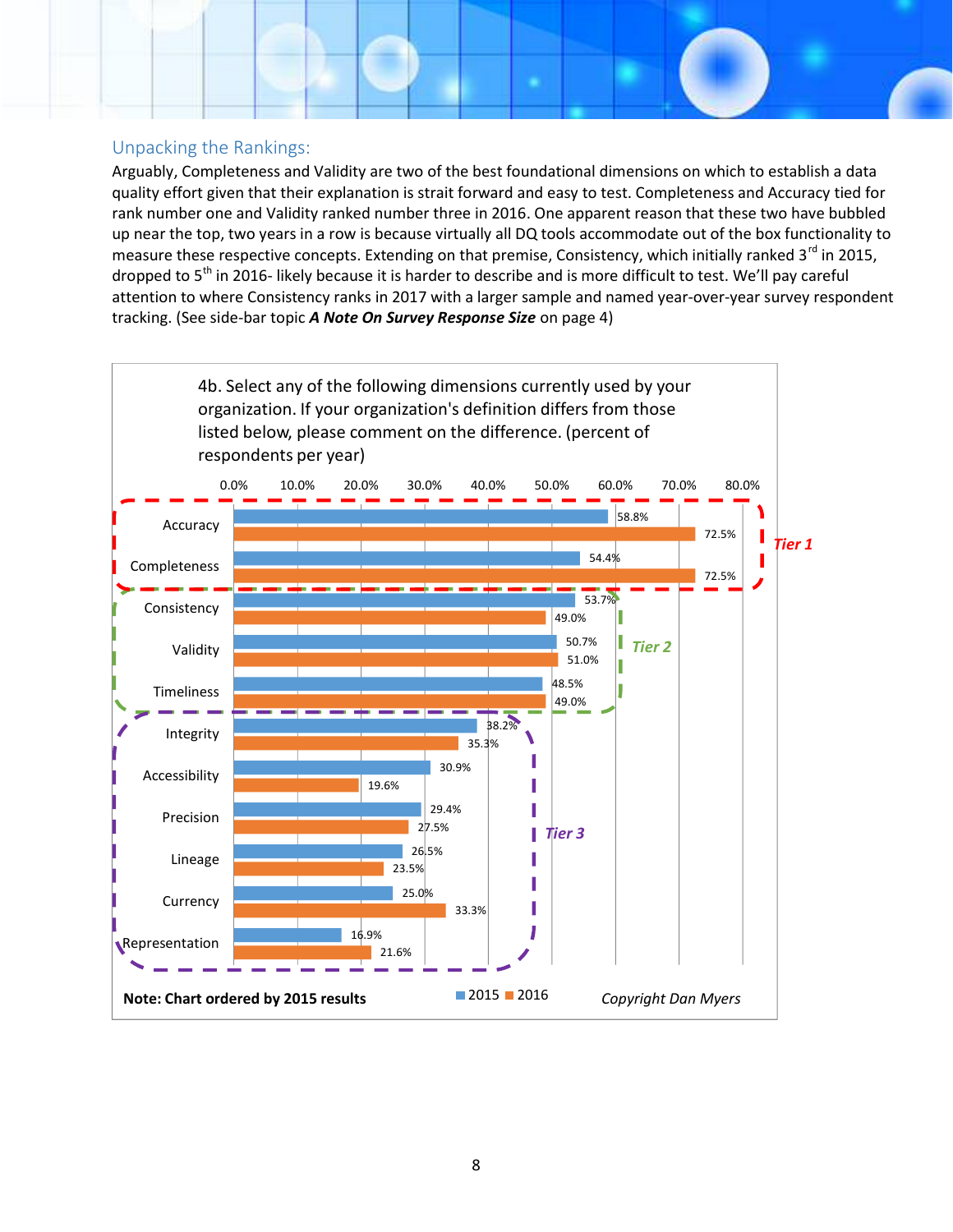## Unpacking the Rankings:

Arguably, Completeness and Validity are two of the best foundational dimensions on which to establish a data quality effort given that their explanation is strait forward and easy to test. Completeness and Accuracy tied for rank number one and Validity ranked number three in 2016. One apparent reason that these two have bubbled up near the top, two years in a row is because virtually all DQ tools accommodate out of the box functionality to measure these respective concepts. Extending on that premise, Consistency, which initially ranked 3rd in 2015, dropped to 5th in 2016- likely because it is harder to describe and is more difficult to test. We'll pay careful attention to where Consistency ranks in 2017 with a larger sample and named year-over-year survey respondent tracking. (See side-bar topic ***A Note On Survey Response Size*** on page 4)

4b. Select any of the following dimensions currently used by your organization. If your organization's definition differs from those listed below, please comment on the difference. (percent of respondents per year)

| Tier | Dimension | 2015 | 2016 |
|---|---|---|---|
| Tier 1 | Accuracy | 58.8% | 72.5% |
| Tier 1 | Completeness | 54.4% | 72.5% |
| Tier 2 | Consistency | 53.7% | 49.0% |
| Tier 2 | Validity | 50.7% | 51.0% |
| Tier 2 | Timeliness | 48.5% | 49.0% |
| Tier 3 | Integrity | 38.2% | 35.3% |
| Tier 3 | Accessibility | 30.9% | 19.6% |
| Tier 3 | Precision | 29.4% | 27.5% |
| Tier 3 | Lineage | 26.5% | 23.5% |
| Tier 3 | Currency | 25.0% | 33.3% |
| Tier 3 | Representation | 16.9% | 21.6% |

**Note: Chart ordered by 2015 results**

*Copyright Dan Myers*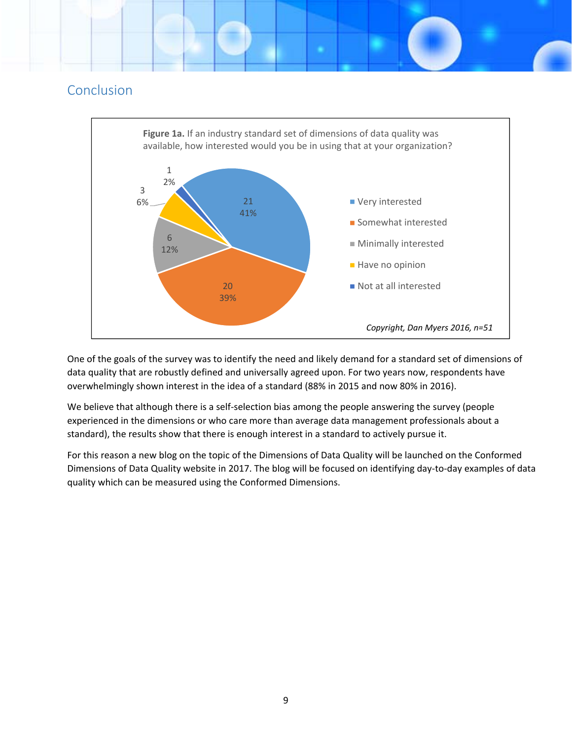## Conclusion

**Figure 1a.** If an industry standard set of dimensions of data quality was available, how interested would you be in using that at your organization?

| Response | Count | Percent |
|---|---|---|
| Very interested | 21 | 41% |
| Somewhat interested | 20 | 39% |
| Minimally interested | 6 | 12% |
| Have no opinion | 3 | 6% |
| Not at all interested | 1 | 2% |

*Copyright, Dan Myers 2016, n=51*

One of the goals of the survey was to identify the need and likely demand for a standard set of dimensions of data quality that are robustly defined and universally agreed upon. For two years now, respondents have overwhelmingly shown interest in the idea of a standard (88% in 2015 and now 80% in 2016).

We believe that although there is a self-selection bias among the people answering the survey (people experienced in the dimensions or who care more than average data management professionals about a standard), the results show that there is enough interest in a standard to actively pursue it.

For this reason a new blog on the topic of the Dimensions of Data Quality will be launched on the Conformed Dimensions of Data Quality website in 2017. The blog will be focused on identifying day-to-day examples of data quality which can be measured using the Conformed Dimensions.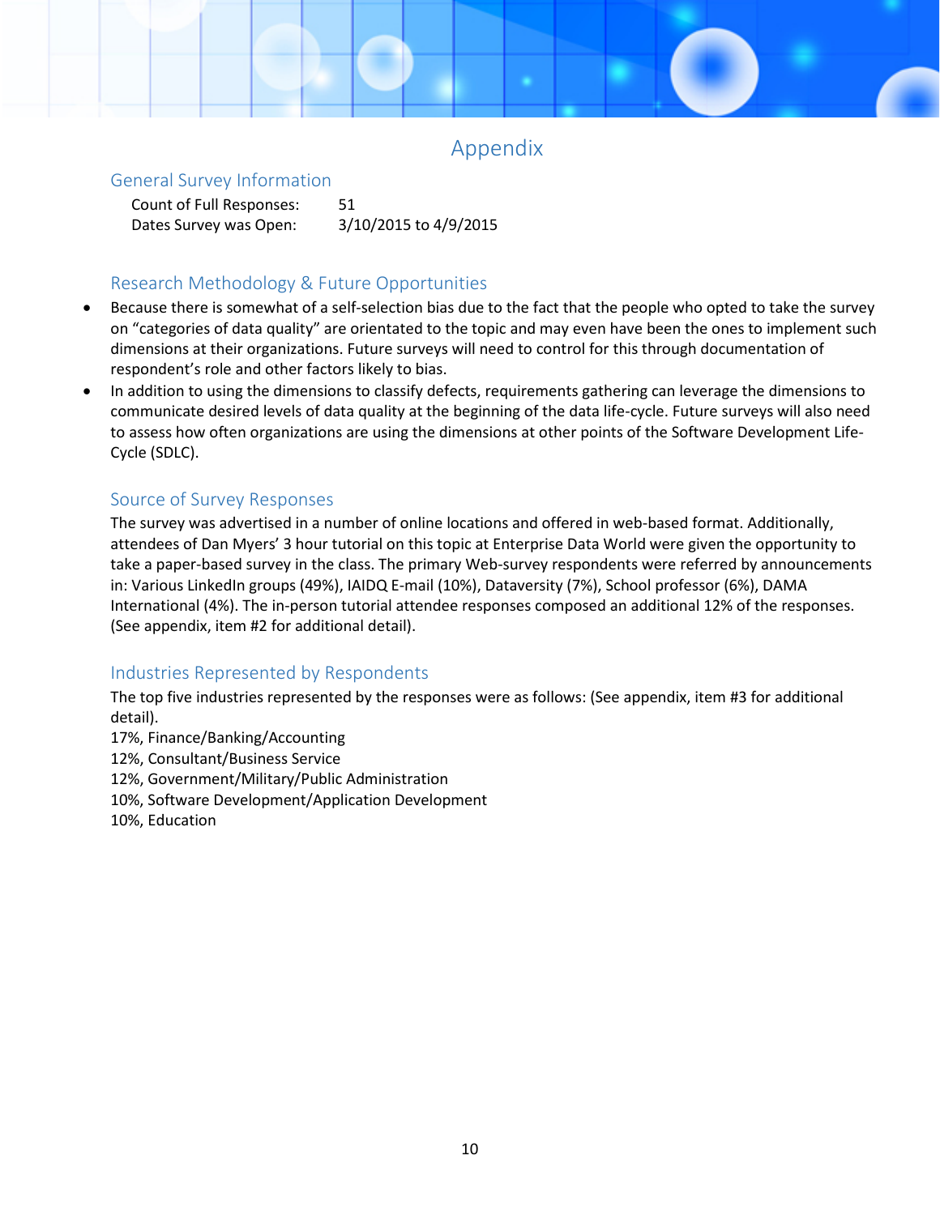# Appendix

## General Survey Information

Count of Full Responses: 51
Dates Survey was Open: 3/10/2015 to 4/9/2015

## Research Methodology & Future Opportunities

- Because there is somewhat of a self-selection bias due to the fact that the people who opted to take the survey on "categories of data quality" are orientated to the topic and may even have been the ones to implement such dimensions at their organizations. Future surveys will need to control for this through documentation of respondent's role and other factors likely to bias.
- In addition to using the dimensions to classify defects, requirements gathering can leverage the dimensions to communicate desired levels of data quality at the beginning of the data life-cycle. Future surveys will also need to assess how often organizations are using the dimensions at other points of the Software Development Life-Cycle (SDLC).

## Source of Survey Responses

The survey was advertised in a number of online locations and offered in web-based format. Additionally, attendees of Dan Myers' 3 hour tutorial on this topic at Enterprise Data World were given the opportunity to take a paper-based survey in the class. The primary Web-survey respondents were referred by announcements in: Various LinkedIn groups (49%), IAIDQ E-mail (10%), Dataversity (7%), School professor (6%), DAMA International (4%). The in-person tutorial attendee responses composed an additional 12% of the responses. (See appendix, item #2 for additional detail).

## Industries Represented by Respondents

The top five industries represented by the responses were as follows: (See appendix, item #3 for additional detail).

17%, Finance/Banking/Accounting
12%, Consultant/Business Service
12%, Government/Military/Public Administration
10%, Software Development/Application Development
10%, Education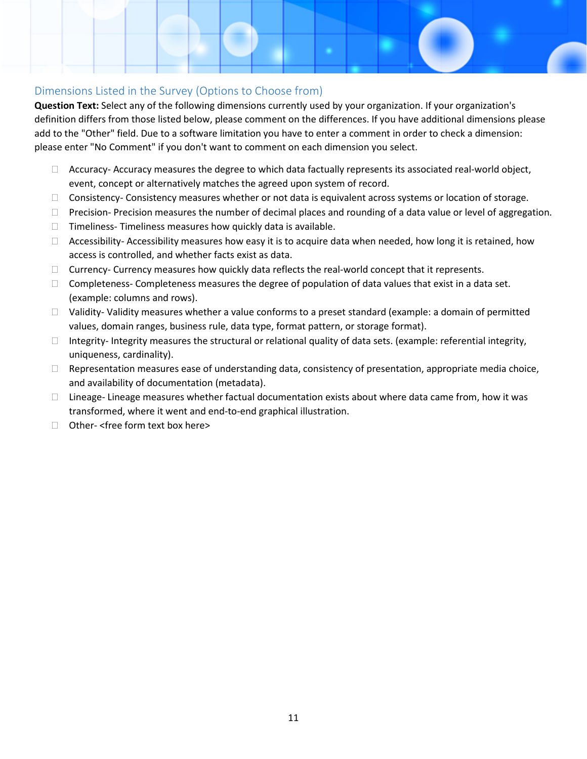## Dimensions Listed in the Survey (Options to Choose from)

**Question Text:** Select any of the following dimensions currently used by your organization. If your organization's definition differs from those listed below, please comment on the differences. If you have additional dimensions please add to the "Other" field. Due to a software limitation you have to enter a comment in order to check a dimension: please enter "No Comment" if you don't want to comment on each dimension you select.

- ☐ Accuracy- Accuracy measures the degree to which data factually represents its associated real-world object, event, concept or alternatively matches the agreed upon system of record.
- ☐ Consistency- Consistency measures whether or not data is equivalent across systems or location of storage.
- ☐ Precision- Precision measures the number of decimal places and rounding of a data value or level of aggregation.
- ☐ Timeliness- Timeliness measures how quickly data is available.
- ☐ Accessibility- Accessibility measures how easy it is to acquire data when needed, how long it is retained, how access is controlled, and whether facts exist as data.
- ☐ Currency- Currency measures how quickly data reflects the real-world concept that it represents.
- ☐ Completeness- Completeness measures the degree of population of data values that exist in a data set. (example: columns and rows).
- ☐ Validity- Validity measures whether a value conforms to a preset standard (example: a domain of permitted values, domain ranges, business rule, data type, format pattern, or storage format).
- ☐ Integrity- Integrity measures the structural or relational quality of data sets. (example: referential integrity, uniqueness, cardinality).
- ☐ Representation measures ease of understanding data, consistency of presentation, appropriate media choice, and availability of documentation (metadata).
- ☐ Lineage- Lineage measures whether factual documentation exists about where data came from, how it was transformed, where it went and end-to-end graphical illustration.
- ☐ Other- <free form text box here>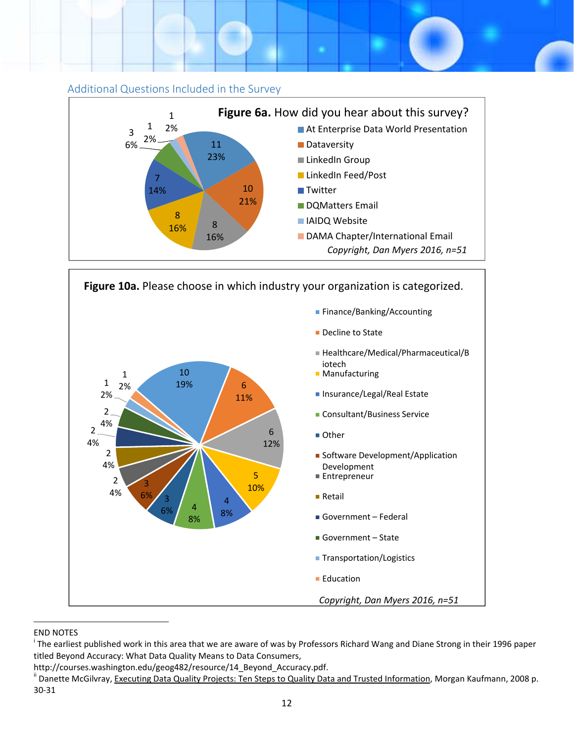## Additional Questions Included in the Survey

**Figure 6a.** How did you hear about this survey?

- At Enterprise Data World Presentation
- Dataversity
- LinkedIn Group
- LinkedIn Feed/Post
- Twitter
- DQMatters Email
- IAIDQ Website
- DAMA Chapter/International Email

11 23%
10 21%
8 16%
8 16%
7 14%
3 6%
1 2%
1 2%

*Copyright, Dan Myers 2016, n=51*

**Figure 10a.** Please choose in which industry your organization is categorized.

- Finance/Banking/Accounting
- Decline to State
- Healthcare/Medical/Pharmaceutical/Biotech
- Manufacturing
- Insurance/Legal/Real Estate
- Consultant/Business Service
- Other
- Software Development/Application Development
- Entrepreneur
- Retail
- Government – Federal
- Government – State
- Transportation/Logistics
- Education

10 19%
6 11%
6 12%
5 10%
4 8%
4 8%
3 6%
3 6%
2 4%
2 4%
2 4%
2 4%
1 2%
1 2%

*Copyright, Dan Myers 2016, n=51*

---

END NOTES

[i] The earliest published work in this area that we are aware of was by Professors Richard Wang and Diane Strong in their 1996 paper titled Beyond Accuracy: What Data Quality Means to Data Consumers, http://courses.washington.edu/geog482/resource/14_Beyond_Accuracy.pdf.

[ii] Danette McGilvray, Executing Data Quality Projects: Ten Steps to Quality Data and Trusted Information, Morgan Kaufmann, 2008 p. 30-31